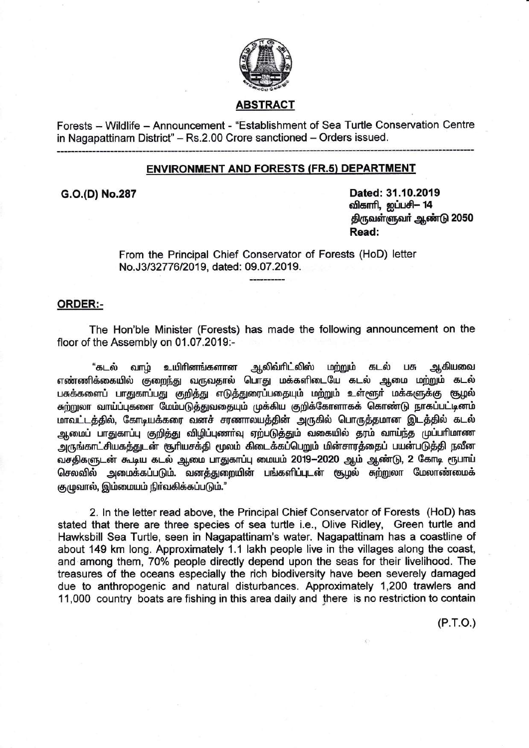## ABSTRACT

Forests – Wildlife – Announcement - "Establishment of Sea Turtle Conservation Centre in Nagapattinam District" – Rs.2.00 Crore sanctioned – Orders issued.

---

### ENVIRONMENT AND FORESTS (FR.5) DEPARTMENT

**G.O.(D) No.287**

**Dated: 31.10.2019**
**விகாரி, ஐப்பசி– 14**
**திருவள்ளுவர் ஆண்டு 2050**
**Read:**

From the Principal Chief Conservator of Forests (HoD) letter No.J3/32776/2019, dated: 09.07.2019.

----------

**ORDER:-**

The Hon'ble Minister (Forests) has made the following announcement on the floor of the Assembly on 01.07.2019:-

"கடல் வாழ் உயிரினங்களான ஆலிவ்ரிட்லிஸ் மற்றும் கடல் பசு ஆகியவை எண்ணிக்கையில் குறைந்து வருவதால் பொது மக்களிடையே கடல் ஆமை மற்றும் கடல் பசுக்களைப் பாதுகாப்பது குறித்து எடுத்துரைப்பதையும் மற்றும் உள்ளூர் மக்களுக்கு சூழல் சுற்றுலா வாய்ப்புகளை மேம்படுத்துவதையும் முக்கிய குறிக்கோளாகக் கொண்டு நாகப்பட்டினம் மாவட்டத்தில், கோடியக்கரை வனச் சரணாலயத்தின் அருகில் பொருத்தமான இடத்தில் கடல் ஆமைப் பாதுகாப்பு குறித்து விழிப்புணர்வு ஏற்படுத்தும் வகையில் தரம் வாய்ந்த முப்பரிமாண அருங்காட்சியகத்துடன் சூரியசக்தி மூலம் கிடைக்கப்பெறும் மின்சாரத்தைப் பயன்படுத்தி நவீன வசதிகளுடன் கூடிய கடல் ஆமை பாதுகாப்பு மையம் 2019–2020 ஆம் ஆண்டு, 2 கோடி ரூபாய் செலவில் அமைக்கப்படும். வனத்துறையின் பங்களிப்புடன் சூழல் சுற்றுலா மேலாண்மைக் குழுவால், இம்மையம் நிர்வகிக்கப்படும்."

2. In the letter read above, the Principal Chief Conservator of Forests (HoD) has stated that there are three species of sea turtle i.e., Olive Ridley, Green turtle and Hawksbill Sea Turtle, seen in Nagapattinam's water. Nagapattinam has a coastline of about 149 km long. Approximately 1.1 lakh people live in the villages along the coast, and among them, 70% people directly depend upon the seas for their livelihood. The treasures of the oceans especially the rich biodiversity have been severely damaged due to anthropogenic and natural disturbances. Approximately 1,200 trawlers and 11,000 country boats are fishing in this area daily and there is no restriction to contain

(P.T.O.)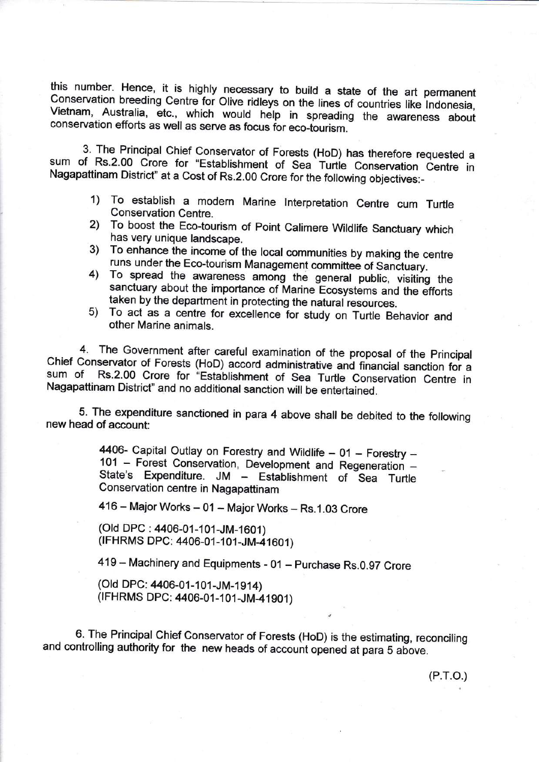this number. Hence, it is highly necessary to build a state of the art permanent Conservation breeding Centre for Olive ridleys on the lines of countries like Indonesia, Vietnam, Australia, etc., which would help in spreading the awareness about conservation efforts as well as serve as focus for eco-tourism.

3. The Principal Chief Conservator of Forests (HoD) has therefore requested a sum of Rs.2.00 Crore for "Establishment of Sea Turtle Conservation Centre in Nagapattinam District" at a Cost of Rs.2.00 Crore for the following objectives:-

1) To establish a modern Marine Interpretation Centre cum Turtle Conservation Centre.
2) To boost the Eco-tourism of Point Calimere Wildlife Sanctuary which has very unique landscape.
3) To enhance the income of the local communities by making the centre runs under the Eco-tourism Management committee of Sanctuary.
4) To spread the awareness among the general public, visiting the sanctuary about the importance of Marine Ecosystems and the efforts taken by the department in protecting the natural resources.
5) To act as a centre for excellence for study on Turtle Behavior and other Marine animals.

4. The Government after careful examination of the proposal of the Principal Chief Conservator of Forests (HoD) accord administrative and financial sanction for a sum of Rs.2.00 Crore for "Establishment of Sea Turtle Conservation Centre in Nagapattinam District" and no additional sanction will be entertained.

5. The expenditure sanctioned in para 4 above shall be debited to the following new head of account:

> 4406- Capital Outlay on Forestry and Wildlife – 01 – Forestry – 101 – Forest Conservation, Development and Regeneration – State's Expenditure. JM – Establishment of Sea Turtle Conservation centre in Nagapattinam
>
> 416 – Major Works – 01 – Major Works – Rs.1.03 Crore
>
> (Old DPC : 4406-01-101-JM-1601)
> (IFHRMS DPC: 4406-01-101-JM-41601)
>
> 419 – Machinery and Equipments - 01 – Purchase Rs.0.97 Crore
>
> (Old DPC: 4406-01-101-JM-1914)
> (IFHRMS DPC: 4406-01-101-JM-41901)

6. The Principal Chief Conservator of Forests (HoD) is the estimating, reconciling and controlling authority for the new heads of account opened at para 5 above.

(P.T.O.)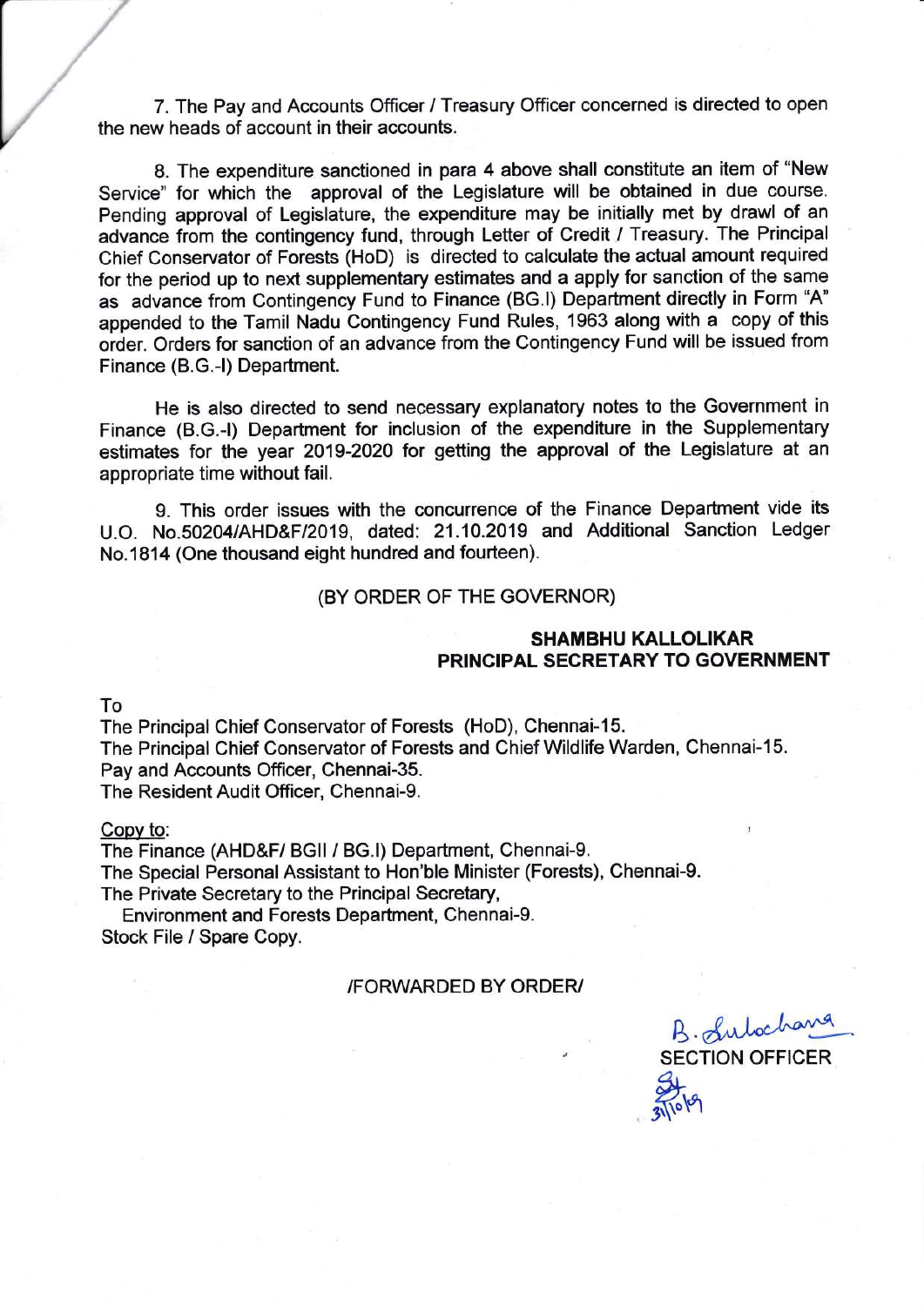7. The Pay and Accounts Officer / Treasury Officer concerned is directed to open the new heads of account in their accounts.

8. The expenditure sanctioned in para 4 above shall constitute an item of "New Service" for which the approval of the Legislature will be obtained in due course. Pending approval of Legislature, the expenditure may be initially met by drawl of an advance from the contingency fund, through Letter of Credit / Treasury. The Principal Chief Conservator of Forests (HoD) is directed to calculate the actual amount required for the period up to next supplementary estimates and a apply for sanction of the same as advance from Contingency Fund to Finance (BG.I) Department directly in Form "A" appended to the Tamil Nadu Contingency Fund Rules, 1963 along with a copy of this order. Orders for sanction of an advance from the Contingency Fund will be issued from Finance (B.G.-I) Department.

He is also directed to send necessary explanatory notes to the Government in Finance (B.G.-I) Department for inclusion of the expenditure in the Supplementary estimates for the year 2019-2020 for getting the approval of the Legislature at an appropriate time without fail.

9. This order issues with the concurrence of the Finance Department vide its U.O. No.50204/AHD&F/2019, dated: 21.10.2019 and Additional Sanction Ledger No.1814 (One thousand eight hundred and fourteen).

(BY ORDER OF THE GOVERNOR)

**SHAMBHU KALLOLIKAR**
**PRINCIPAL SECRETARY TO GOVERNMENT**

To
The Principal Chief Conservator of Forests (HoD), Chennai-15.
The Principal Chief Conservator of Forests and Chief Wildlife Warden, Chennai-15.
Pay and Accounts Officer, Chennai-35.
The Resident Audit Officer, Chennai-9.

Copy to:
The Finance (AHD&F/ BGII / BG.I) Department, Chennai-9.
The Special Personal Assistant to Hon'ble Minister (Forests), Chennai-9.
The Private Secretary to the Principal Secretary,
Environment and Forests Department, Chennai-9.
Stock File / Spare Copy.

/FORWARDED BY ORDER/

B. Sulochana
SECTION OFFICER
31/10/19